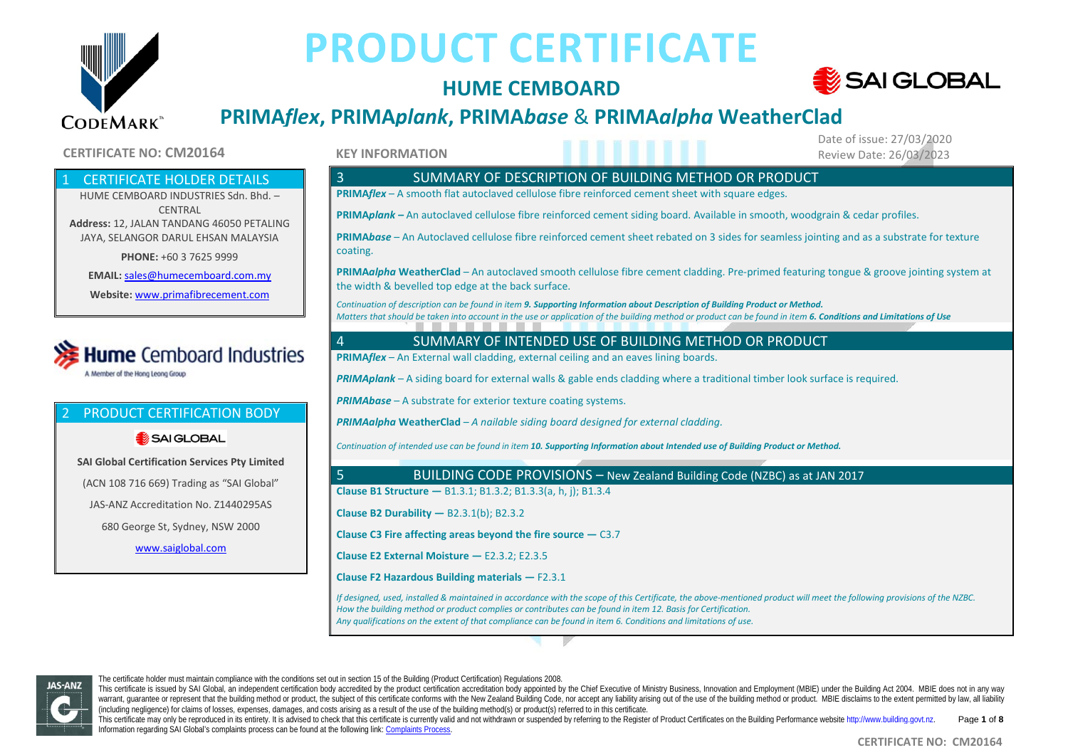# PRODUCT CERTIFICATE

## HUME CEMBOARD

## PRIMA*flex*, PRIMA*plank*, PRIMA*base* & PRIMA*alpha* WeatherClad

**CERTIFICATE NO: CM20164**

**KEY INFORMATION**

Date of issue: 27/03/2020
Review Date: 26/03/2023

### 1 CERTIFICATE HOLDER DETAILS

HUME CEMBOARD INDUSTRIES Sdn. Bhd. – CENTRAL

**Address:** 12, JALAN TANDANG 46050 PETALING JAYA, SELANGOR DARUL EHSAN MALAYSIA

**PHONE:** +60 3 7625 9999

**EMAIL:** sales@humecemboard.com.my

**Website:** www.primafibrecement.com

Hume Cemboard Industries
A Member of the Hong Leong Group

### 2 PRODUCT CERTIFICATION BODY

SAI GLOBAL

**SAI Global Certification Services Pty Limited**

(ACN 108 716 669) Trading as "SAI Global"

JAS-ANZ Accreditation No. Z1440295AS

680 George St, Sydney, NSW 2000

www.saiglobal.com

### 3 SUMMARY OF DESCRIPTION OF BUILDING METHOD OR PRODUCT

**PRIMA*flex*** – A smooth flat autoclaved cellulose fibre reinforced cement sheet with square edges.

**PRIMA*plank* –** An autoclaved cellulose fibre reinforced cement siding board. Available in smooth, woodgrain & cedar profiles.

**PRIMA*base*** – An Autoclaved cellulose fibre reinforced cement sheet rebated on 3 sides for seamless jointing and as a substrate for texture coating.

**PRIMA*alpha* WeatherClad** – An autoclaved smooth cellulose fibre cement cladding. Pre-primed featuring tongue & groove jointing system at the width & bevelled top edge at the back surface.

*Continuation of description can be found in item **9. Supporting Information about Description of Building Product or Method.***
*Matters that should be taken into account in the use or application of the building method or product can be found in item **6. Conditions and Limitations of Use***

### 4 SUMMARY OF INTENDED USE OF BUILDING METHOD OR PRODUCT

**PRIMA*flex*** – An External wall cladding, external ceiling and an eaves lining boards.

***PRIMAplank*** – A siding board for external walls & gable ends cladding where a traditional timber look surface is required.

***PRIMAbase*** – A substrate for exterior texture coating systems.

***PRIMAalpha* WeatherClad** – *A nailable siding board designed for external cladding.*

*Continuation of intended use can be found in item **10. Supporting Information about Intended use of Building Product or Method.***

### 5 BUILDING CODE PROVISIONS – New Zealand Building Code (NZBC) as at JAN 2017

**Clause B1 Structure —** B1.3.1; B1.3.2; B1.3.3(a, h, j); B1.3.4

**Clause B2 Durability —** B2.3.1(b); B2.3.2

**Clause C3 Fire affecting areas beyond the fire source —** C3.7

**Clause E2 External Moisture —** E2.3.2; E2.3.5

**Clause F2 Hazardous Building materials —** F2.3.1

*If designed, used, installed & maintained in accordance with the scope of this Certificate, the above-mentioned product will meet the following provisions of the NZBC.*
*How the building method or product complies or contributes can be found in item 12. Basis for Certification.*
*Any qualifications on the extent of that compliance can be found in item 6. Conditions and limitations of use.*

The certificate holder must maintain compliance with the conditions set out in section 15 of the Building (Product Certification) Regulations 2008.
This certificate is issued by SAI Global, an independent certification body accredited by the product certification accreditation body appointed by the Chief Executive of Ministry Business, Innovation and Employment (MBIE) under the Building Act 2004. MBIE does not in any way warrant, guarantee or represent that the building method or product, the subject of this certificate conforms with the New Zealand Building Code, nor accept any liability arising out of the use of the building method or product. MBIE disclaims to the extent permitted by law, all liability (including negligence) for claims of losses, expenses, damages, and costs arising as a result of the use of the building method(s) or product(s) referred to in this certificate.
This certificate may only be reproduced in its entirety. It is advised to check that this certificate is currently valid and not withdrawn or suspended by referring to the Register of Product Certificates on the Building Performance website http://www.building.govt.nz.
Information regarding SAI Global's complaints process can be found at the following link: Complaints Process.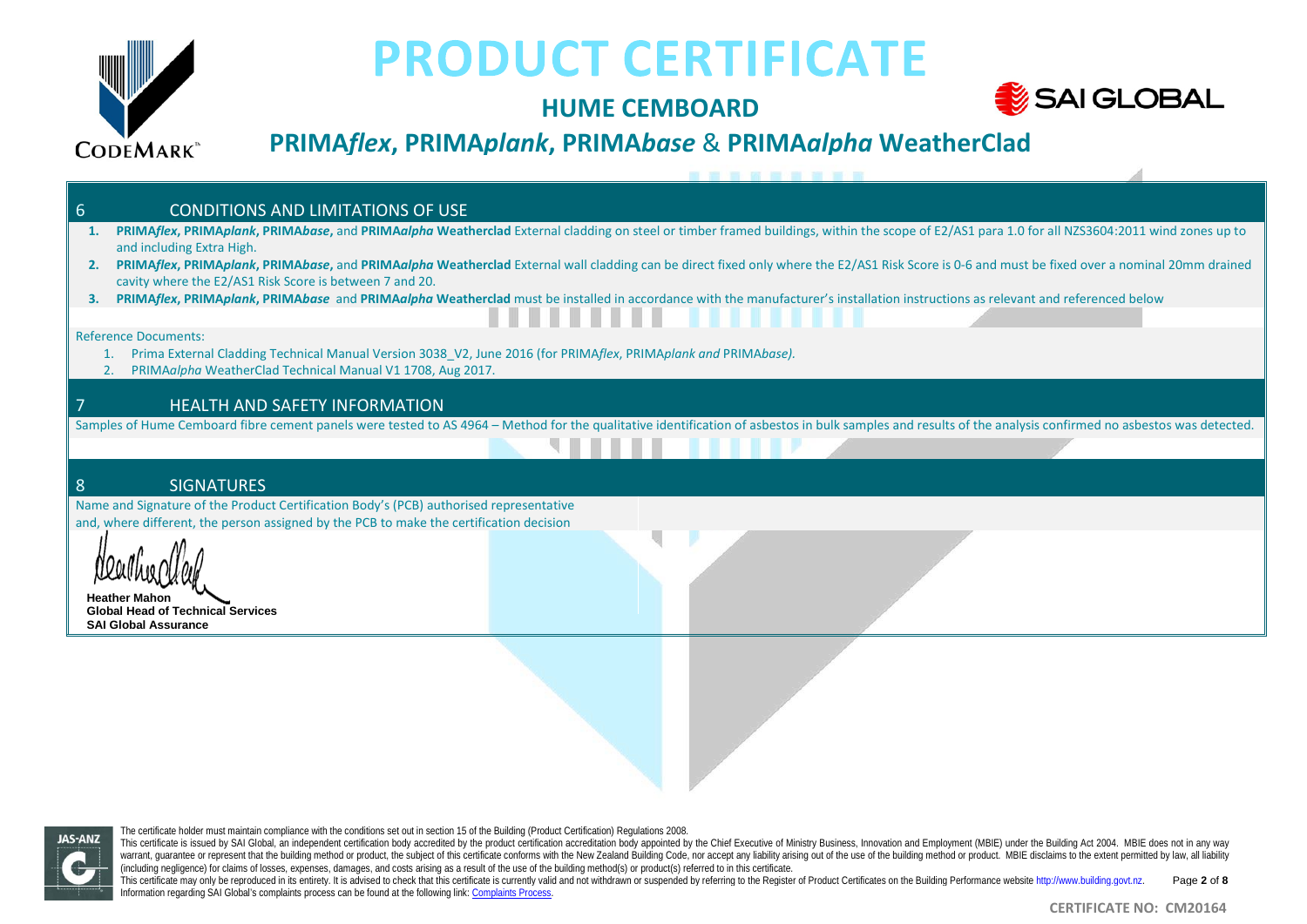## 6 CONDITIONS AND LIMITATIONS OF USE

1. **PRIMA*flex*, PRIMA*plank*, PRIMA*base*,** and **PRIMA*alpha* Weatherclad** External cladding on steel or timber framed buildings, within the scope of E2/AS1 para 1.0 for all NZS3604:2011 wind zones up to and including Extra High.
2. **PRIMA*flex*, PRIMA*plank*, PRIMA*base*,** and **PRIMA*alpha* Weatherclad** External wall cladding can be direct fixed only where the E2/AS1 Risk Score is 0-6 and must be fixed over a nominal 20mm drained cavity where the E2/AS1 Risk Score is between 7 and 20.
3. **PRIMA*flex*, PRIMA*plank*, PRIMA*base*** and **PRIMA*alpha* Weatherclad** must be installed in accordance with the manufacturer's installation instructions as relevant and referenced below

Reference Documents:

1. Prima External Cladding Technical Manual Version 3038_V2, June 2016 (for PRIMA*flex*, PRIMA*plank and* PRIMA*base).*
2. PRIMA*alpha* WeatherClad Technical Manual V1 1708, Aug 2017.

## 7 HEALTH AND SAFETY INFORMATION

Samples of Hume Cemboard fibre cement panels were tested to AS 4964 – Method for the qualitative identification of asbestos in bulk samples and results of the analysis confirmed no asbestos was detected.

## 8 SIGNATURES

Name and Signature of the Product Certification Body's (PCB) authorised representative and, where different, the person assigned by the PCB to make the certification decision

**Heather Mahon**
**Global Head of Technical Services**
**SAI Global Assurance**

The certificate holder must maintain compliance with the conditions set out in section 15 of the Building (Product Certification) Regulations 2008.

This certificate is issued by SAI Global, an independent certification body accredited by the product certification accreditation body appointed by the Chief Executive of Ministry Business, Innovation and Employment (MBIE) under the Building Act 2004. MBIE does not in any way warrant, guarantee or represent that the building method or product, the subject of this certificate conforms with the New Zealand Building Code, nor accept any liability arising out of the use of the building method or product. MBIE disclaims to the extent permitted by law, all liability (including negligence) for claims of losses, expenses, damages, and costs arising as a result of the use of the building method(s) or product(s) referred to in this certificate.

This certificate may only be reproduced in its entirety. It is advised to check that this certificate is currently valid and not withdrawn or suspended by referring to the Register of Product Certificates on the Building Performance website http://www.building.govt.nz.

Information regarding SAI Global's complaints process can be found at the following link: Complaints Process.

**CERTIFICATE NO: CM20164**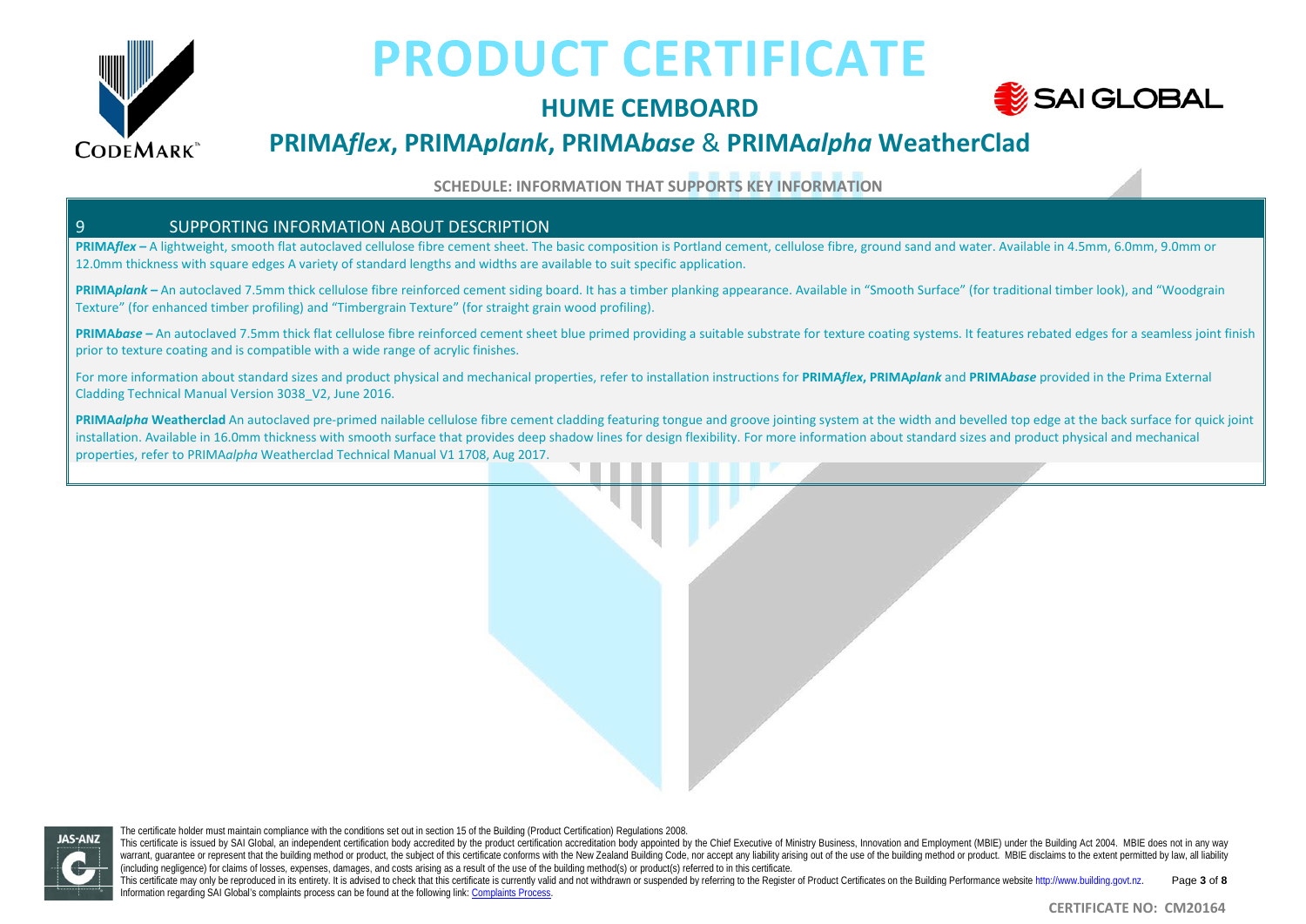# PRODUCT CERTIFICATE

## HUME CEMBOARD

## PRIMA*flex*, PRIMA*plank*, PRIMA*base* & PRIMA*alpha* WeatherClad

**SCHEDULE: INFORMATION THAT SUPPORTS KEY INFORMATION**

### 9 SUPPORTING INFORMATION ABOUT DESCRIPTION

**PRIMA*flex* –** A lightweight, smooth flat autoclaved cellulose fibre cement sheet. The basic composition is Portland cement, cellulose fibre, ground sand and water. Available in 4.5mm, 6.0mm, 9.0mm or 12.0mm thickness with square edges A variety of standard lengths and widths are available to suit specific application.

**PRIMA*plank* –** An autoclaved 7.5mm thick cellulose fibre reinforced cement siding board. It has a timber planking appearance. Available in "Smooth Surface" (for traditional timber look), and "Woodgrain Texture" (for enhanced timber profiling) and "Timbergrain Texture" (for straight grain wood profiling).

**PRIMA*base* –** An autoclaved 7.5mm thick flat cellulose fibre reinforced cement sheet blue primed providing a suitable substrate for texture coating systems. It features rebated edges for a seamless joint finish prior to texture coating and is compatible with a wide range of acrylic finishes.

For more information about standard sizes and product physical and mechanical properties, refer to installation instructions for **PRIMA*flex*, PRIMA*plank*** and **PRIMA*base*** provided in the Prima External Cladding Technical Manual Version 3038_V2, June 2016.

**PRIMA*alpha* Weatherclad** An autoclaved pre-primed nailable cellulose fibre cement cladding featuring tongue and groove jointing system at the width and bevelled top edge at the back surface for quick joint installation. Available in 16.0mm thickness with smooth surface that provides deep shadow lines for design flexibility. For more information about standard sizes and product physical and mechanical properties, refer to PRIMA*alpha* Weatherclad Technical Manual V1 1708, Aug 2017.

The certificate holder must maintain compliance with the conditions set out in section 15 of the Building (Product Certification) Regulations 2008.

This certificate is issued by SAI Global, an independent certification body accredited by the product certification accreditation body appointed by the Chief Executive of Ministry Business, Innovation and Employment (MBIE) under the Building Act 2004. MBIE does not in any way warrant, guarantee or represent that the building method or product, the subject of this certificate conforms with the New Zealand Building Code, nor accept any liability arising out of the use of the building method or product. MBIE disclaims to the extent permitted by law, all liability (including negligence) for claims of losses, expenses, damages, and costs arising as a result of the use of the building method(s) or product(s) referred to in this certificate.

This certificate may only be reproduced in its entirety. It is advised to check that this certificate is currently valid and not withdrawn or suspended by referring to the Register of Product Certificates on the Building Performance website http://www.building.govt.nz.

Information regarding SAI Global's complaints process can be found at the following link: Complaints Process.

**CERTIFICATE NO: CM20164**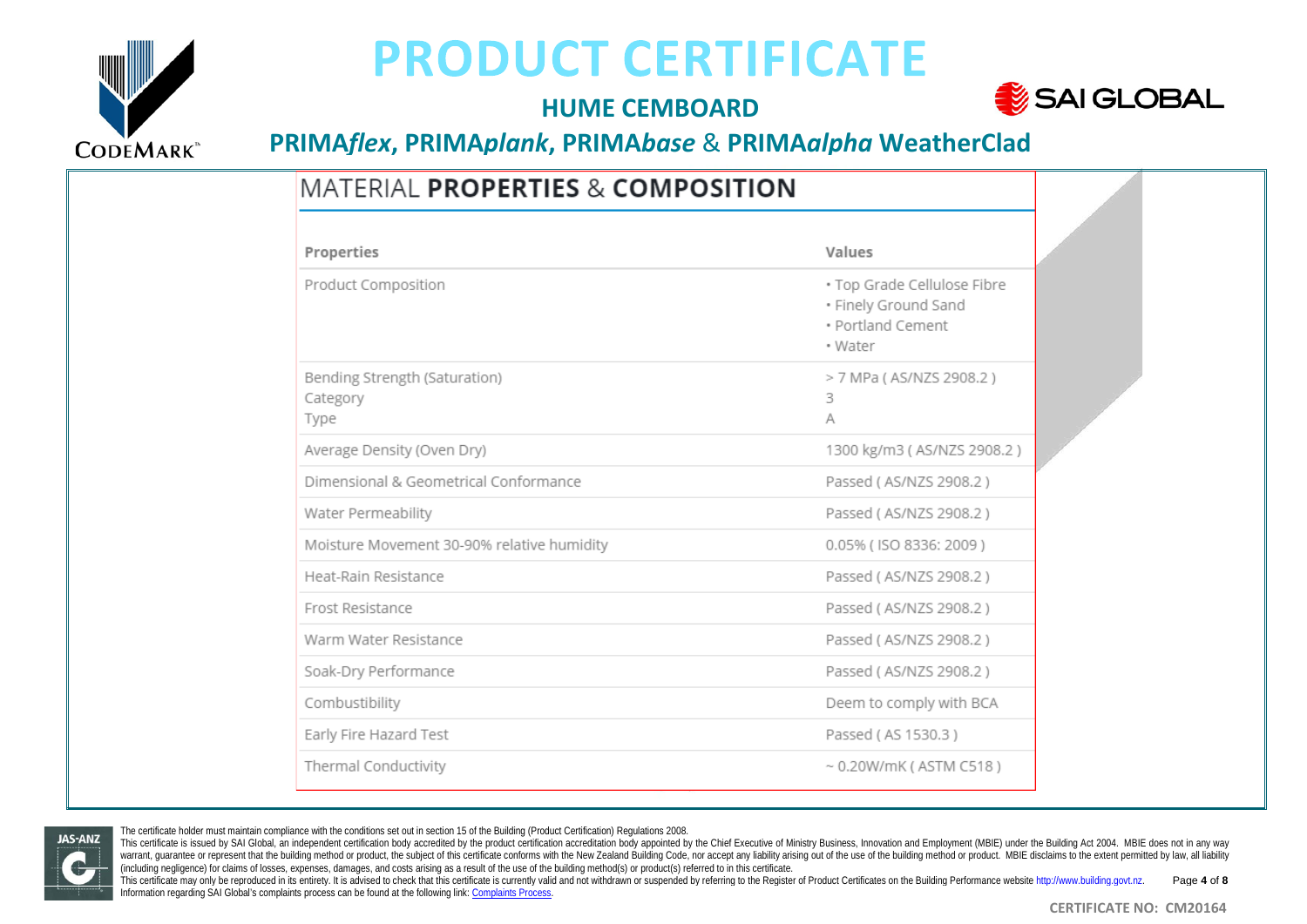# PRODUCT CERTIFICATE

## HUME CEMBOARD

## PRIMA*flex*, PRIMA*plank*, PRIMA*base* & PRIMA*alpha* WeatherClad

### MATERIAL **PROPERTIES & COMPOSITION**

| Properties | Values |
|---|---|
| Product Composition | • Top Grade Cellulose Fibre<br>• Finely Ground Sand<br>• Portland Cement<br>• Water |
| Bending Strength (Saturation)<br>Category<br>Type | > 7 MPa ( AS/NZS 2908.2 )<br>3<br>A |
| Average Density (Oven Dry) | 1300 kg/m3 ( AS/NZS 2908.2 ) |
| Dimensional & Geometrical Conformance | Passed ( AS/NZS 2908.2 ) |
| Water Permeability | Passed ( AS/NZS 2908.2 ) |
| Moisture Movement 30-90% relative humidity | 0.05% ( ISO 8336: 2009 ) |
| Heat-Rain Resistance | Passed ( AS/NZS 2908.2 ) |
| Frost Resistance | Passed ( AS/NZS 2908.2 ) |
| Warm Water Resistance | Passed ( AS/NZS 2908.2 ) |
| Soak-Dry Performance | Passed ( AS/NZS 2908.2 ) |
| Combustibility | Deem to comply with BCA |
| Early Fire Hazard Test | Passed ( AS 1530.3 ) |
| Thermal Conductivity | ~ 0.20W/mK ( ASTM C518 ) |

The certificate holder must maintain compliance with the conditions set out in section 15 of the Building (Product Certification) Regulations 2008.

This certificate is issued by SAI Global, an independent certification body accredited by the product certification accreditation body appointed by the Chief Executive of Ministry Business, Innovation and Employment (MBIE) under the Building Act 2004. MBIE does not in any way warrant, guarantee or represent that the building method or product, the subject of this certificate conforms with the New Zealand Building Code, nor accept any liability arising out of the use of the building method or product. MBIE disclaims to the extent permitted by law, all liability (including negligence) for claims of losses, expenses, damages, and costs arising as a result of the use of the building method(s) or product(s) referred to in this certificate.

This certificate may only be reproduced in its entirety. It is advised to check that this certificate is currently valid and not withdrawn or suspended by referring to the Register of Product Certificates on the Building Performance website http://www.building.govt.nz.

Information regarding SAI Global's complaints process can be found at the following link: Complaints Process.

CERTIFICATE NO: CM20164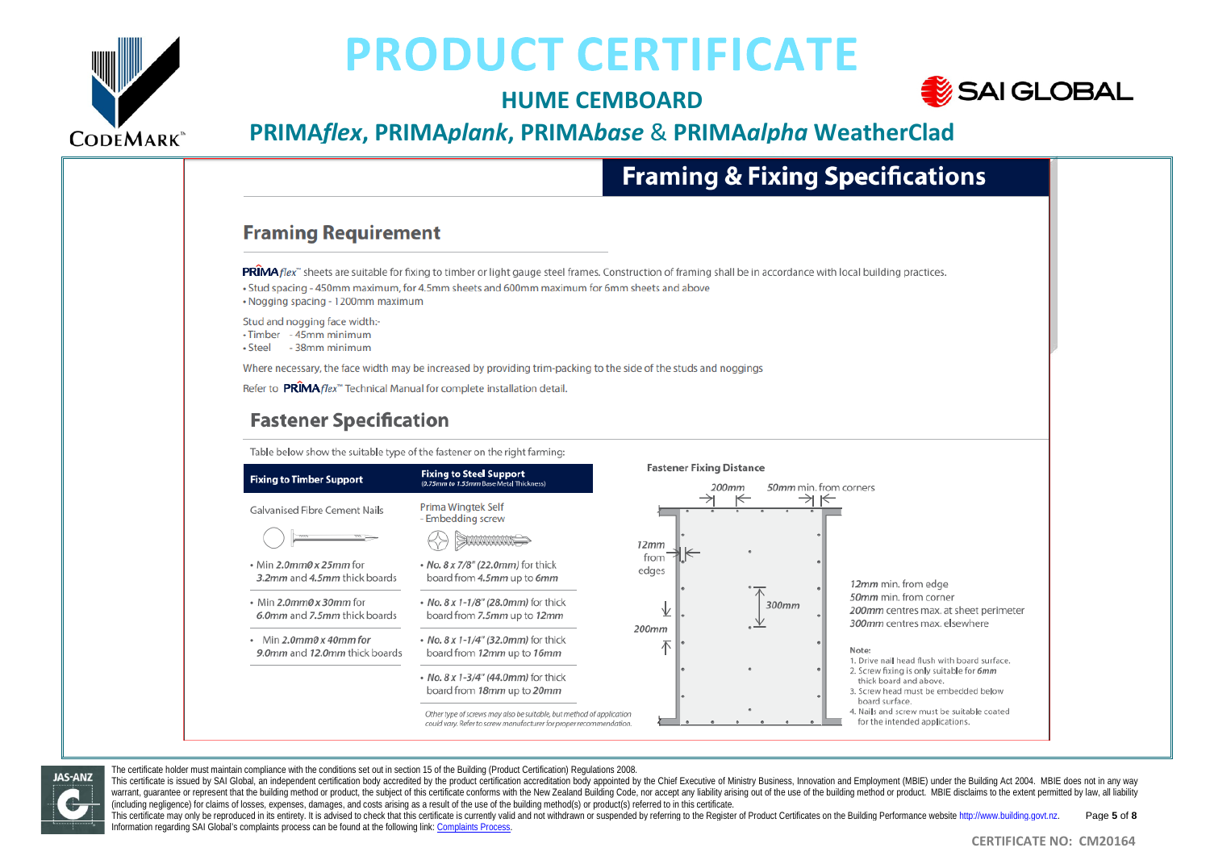# PRODUCT CERTIFICATE

## HUME CEMBOARD

## PRIMA*flex*, PRIMA*plank*, PRIMA*base* & PRIMA*alpha* WeatherClad

## Framing & Fixing Specifications

### Framing Requirement

PRIMA*flex*™ sheets are suitable for fixing to timber or light gauge steel frames. Construction of framing shall be in accordance with local building practices.

- Stud spacing - 450mm maximum, for 4.5mm sheets and 600mm maximum for 6mm sheets and above
- Nogging spacing - 1200mm maximum

Stud and nogging face width:-

- Timber - 45mm minimum
- Steel - 38mm minimum

Where necessary, the face width may be increased by providing trim-packing to the side of the studs and noggings

Refer to PRIMA*flex*™ Technical Manual for complete installation detail.

### Fastener Specification

Table below show the suitable type of the fastener on the right farming:

| Fixing to Timber Support | Fixing to Steel Support (0.75mm to 1.55mm Base Metal Thickness) |
|---|---|
| Galvanised Fibre Cement Nails | Prima Wingtek Self - Embedding screw |
| • Min *2.0mmØ x 25mm* for *3.2mm* and *4.5mm* thick boards | • *No. 8 x 7/8" (22.0mm)* for thick board from *4.5mm* up to *6mm* |
| • Min *2.0mmØ x 30mm* for *6.0mm* and *7.5mm* thick boards | • *No. 8 x 1-1/8" (28.0mm)* for thick board from *7.5mm* up to *12mm* |
| • Min ***2.0mmØ x 40mm for 9.0mm*** and ***12.0mm*** thick boards | • *No. 8 x 1-1/4" (32.0mm)* for thick board from *12mm* up to *16mm* |
| | • *No. 8 x 1-3/4" (44.0mm)* for thick board from *18mm* up to *20mm* |

*Other type of screws may also be suitable, but method of application could vary. Refer to screw manufacturer for proper recommendation.*

**Fastener Fixing Distance**

*200mm* — *50mm* min. from corners — *12mm* from edges — *300mm* — *200mm*

*12mm* min. from edge
*50mm* min. from corner
*200mm* centres max. at sheet perimeter
*300mm* centres max. elsewhere

Note:

1. Drive nail head flush with board surface.
2. Screw fixing is only suitable for *6mm* thick board and above.
3. Screw head must be embedded below board surface.
4. Nails and screw must be suitable coated for the intended applications.

The certificate holder must maintain compliance with the conditions set out in section 15 of the Building (Product Certification) Regulations 2008.
This certificate is issued by SAI Global, an independent certification body accredited by the product certification accreditation body appointed by the Chief Executive of Ministry Business, Innovation and Employment (MBIE) under the Building Act 2004. MBIE does not in any way warrant, guarantee or represent that the building method or product, the subject of this certificate conforms with the New Zealand Building Code, nor accept any liability arising out of the use of the building method or product. MBIE disclaims to the extent permitted by law, all liability (including negligence) for claims of losses, expenses, damages, and costs arising as a result of the use of the building method(s) or product(s) referred to in this certificate.
This certificate may only be reproduced in its entirety. It is advised to check that this certificate is currently valid and not withdrawn or suspended by referring to the Register of Product Certificates on the Building Performance website http://www.building.govt.nz.
Information regarding SAI Global's complaints process can be found at the following link: Complaints Process.

CERTIFICATE NO: CM20164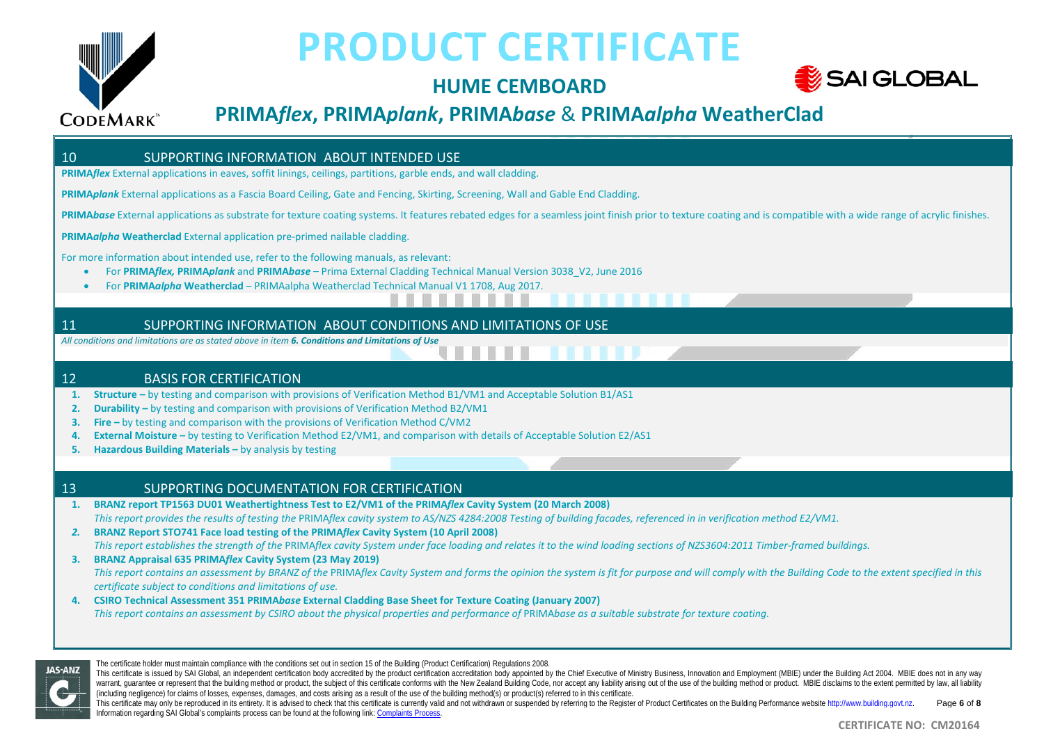## 10 SUPPORTING INFORMATION ABOUT INTENDED USE

**PRIMA*flex*** External applications in eaves, soffit linings, ceilings, partitions, garble ends, and wall cladding.

**PRIMA*plank*** External applications as a Fascia Board Ceiling, Gate and Fencing, Skirting, Screening, Wall and Gable End Cladding.

**PRIMA*base*** External applications as substrate for texture coating systems. It features rebated edges for a seamless joint finish prior to texture coating and is compatible with a wide range of acrylic finishes.

**PRIMA*alpha* Weatherclad** External application pre-primed nailable cladding.

For more information about intended use, refer to the following manuals, as relevant:

- For **PRIMA*flex*, PRIMA*plank*** and **PRIMA*base*** – Prima External Cladding Technical Manual Version 3038_V2, June 2016
- For **PRIMA*alpha* Weatherclad** – PRIMAalpha Weatherclad Technical Manual V1 1708, Aug 2017.

## 11 SUPPORTING INFORMATION ABOUT CONDITIONS AND LIMITATIONS OF USE

*All conditions and limitations are as stated above in item **6. Conditions and Limitations of Use***

## 12 BASIS FOR CERTIFICATION

1. **Structure –** by testing and comparison with provisions of Verification Method B1/VM1 and Acceptable Solution B1/AS1
2. **Durability –** by testing and comparison with provisions of Verification Method B2/VM1
3. **Fire –** by testing and comparison with the provisions of Verification Method C/VM2
4. **External Moisture –** by testing to Verification Method E2/VM1, and comparison with details of Acceptable Solution E2/AS1
5. **Hazardous Building Materials –** by analysis by testing

## 13 SUPPORTING DOCUMENTATION FOR CERTIFICATION

1. **BRANZ report TP1563 DU01 Weathertightness Test to E2/VM1 of the PRIMA*flex* Cavity System (20 March 2008)**
   *This report provides the results of testing the* PRIMA*flex cavity system to AS/NZS 4284:2008 Testing of building facades, referenced in in verification method E2/VM1.*
2. **BRANZ Report STO741 Face load testing of the PRIMA*flex* Cavity System (10 April 2008)**
   *This report establishes the strength of the* PRIMA*flex cavity System under face loading and relates it to the wind loading sections of NZS3604:2011 Timber-framed buildings.*
3. **BRANZ Appraisal 635 PRIMA*flex* Cavity System (23 May 2019)**
   *This report contains an assessment by BRANZ of the* PRIMA*flex Cavity System and forms the opinion the system is fit for purpose and will comply with the Building Code to the extent specified in this certificate subject to conditions and limitations of use.*
4. **CSIRO Technical Assessment 351 PRIMA*base* External Cladding Base Sheet for Texture Coating (January 2007)**
   *This report contains an assessment by CSIRO about the physical properties and performance of* PRIMA*base as a suitable substrate for texture coating.*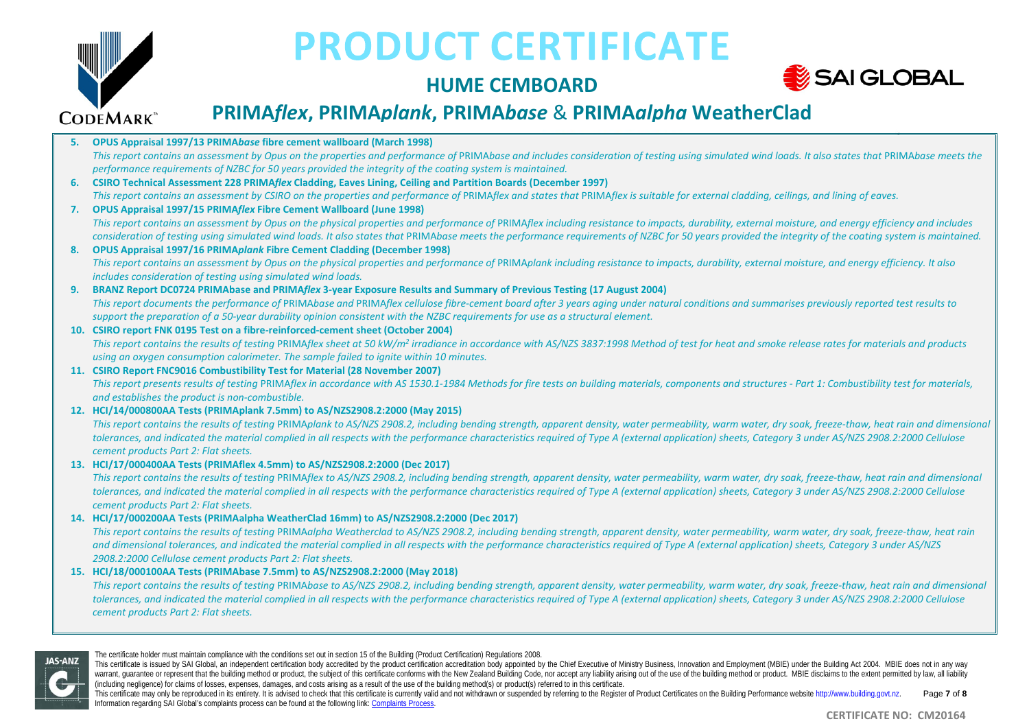5. **OPUS Appraisal 1997/13 PRIMA*base* fibre cement wallboard (March 1998)**
   *This report contains an assessment by Opus on the properties and performance of* PRIMA*base and includes consideration of testing using simulated wind loads. It also states that* PRIMA*base meets the performance requirements of NZBC for 50 years provided the integrity of the coating system is maintained.*
6. **CSIRO Technical Assessment 228 PRIMA*flex* Cladding, Eaves Lining, Ceiling and Partition Boards (December 1997)**
   *This report contains an assessment by CSIRO on the properties and performance of* PRIMA*flex and states that* PRIMA*flex is suitable for external cladding, ceilings, and lining of eaves.*
7. **OPUS Appraisal 1997/15 PRIMA*flex* Fibre Cement Wallboard (June 1998)**
   *This report contains an assessment by Opus on the physical properties and performance of* PRIMA*flex including resistance to impacts, durability, external moisture, and energy efficiency and includes consideration of testing using simulated wind loads. It also states that* PRIMA*base meets the performance requirements of NZBC for 50 years provided the integrity of the coating system is maintained.*
8. **OPUS Appraisal 1997/16 PRIMA*plank* Fibre Cement Cladding (December 1998)**
   *This report contains an assessment by Opus on the physical properties and performance of* PRIMA*plank including resistance to impacts, durability, external moisture, and energy efficiency. It also includes consideration of testing using simulated wind loads.*
9. **BRANZ Report DC0724 PRIMAbase and PRIMA*flex* 3-year Exposure Results and Summary of Previous Testing (17 August 2004)**
   *This report documents the performance of* PRIMA*base and* PRIMA*flex cellulose fibre-cement board after 3 years aging under natural conditions and summarises previously reported test results to support the preparation of a 50-year durability opinion consistent with the NZBC requirements for use as a structural element.*
10. **CSIRO report FNK 0195 Test on a fibre-reinforced-cement sheet (October 2004)**
    *This report contains the results of testing* PRIMA*flex sheet at 50 kW/m$^2$ irradiance in accordance with AS/NZS 3837:1998 Method of test for heat and smoke release rates for materials and products using an oxygen consumption calorimeter. The sample failed to ignite within 10 minutes.*
11. **CSIRO Report FNC9016 Combustibility Test for Material (28 November 2007)**
    *This report presents results of testing* PRIMA*flex in accordance with AS 1530.1-1984 Methods for fire tests on building materials, components and structures - Part 1: Combustibility test for materials, and establishes the product is non-combustible.*
12. **HCI/14/000800AA Tests (PRIMAplank 7.5mm) to AS/NZS2908.2:2000 (May 2015)**
    *This report contains the results of testing* PRIMA*plank to AS/NZS 2908.2, including bending strength, apparent density, water permeability, warm water, dry soak, freeze-thaw, heat rain and dimensional tolerances, and indicated the material complied in all respects with the performance characteristics required of Type A (external application) sheets, Category 3 under AS/NZS 2908.2:2000 Cellulose cement products Part 2: Flat sheets.*
13. **HCI/17/000400AA Tests (PRIMAflex 4.5mm) to AS/NZS2908.2:2000 (Dec 2017)**
    *This report contains the results of testing* PRIMA*flex to AS/NZS 2908.2, including bending strength, apparent density, water permeability, warm water, dry soak, freeze-thaw, heat rain and dimensional tolerances, and indicated the material complied in all respects with the performance characteristics required of Type A (external application) sheets, Category 3 under AS/NZS 2908.2:2000 Cellulose cement products Part 2: Flat sheets.*
14. **HCI/17/000200AA Tests (PRIMAalpha WeatherClad 16mm) to AS/NZS2908.2:2000 (Dec 2017)**
    *This report contains the results of testing* PRIMA*alpha Weatherclad to AS/NZS 2908.2, including bending strength, apparent density, water permeability, warm water, dry soak, freeze-thaw, heat rain and dimensional tolerances, and indicated the material complied in all respects with the performance characteristics required of Type A (external application) sheets, Category 3 under AS/NZS 2908.2:2000 Cellulose cement products Part 2: Flat sheets.*
15. **HCI/18/000100AA Tests (PRIMAbase 7.5mm) to AS/NZS2908.2:2000 (May 2018)**
    *This report contains the results of testing* PRIMA*base to AS/NZS 2908.2, including bending strength, apparent density, water permeability, warm water, dry soak, freeze-thaw, heat rain and dimensional tolerances, and indicated the material complied in all respects with the performance characteristics required of Type A (external application) sheets, Category 3 under AS/NZS 2908.2:2000 Cellulose cement products Part 2: Flat sheets.*

The certificate holder must maintain compliance with the conditions set out in section 15 of the Building (Product Certification) Regulations 2008.

This certificate is issued by SAI Global, an independent certification body accredited by the product certification accreditation body appointed by the Chief Executive of Ministry Business, Innovation and Employment (MBIE) under the Building Act 2004. MBIE does not in any way warrant, guarantee or represent that the building method or product, the subject of this certificate conforms with the New Zealand Building Code, nor accept any liability arising out of the use of the building method or product. MBIE disclaims to the extent permitted by law, all liability (including negligence) for claims of losses, expenses, damages, and costs arising as a result of the use of the building method(s) or product(s) referred to in this certificate.

This certificate may only be reproduced in its entirety. It is advised to check that this certificate is currently valid and not withdrawn or suspended by referring to the Register of Product Certificates on the Building Performance website http://www.building.govt.nz.

Information regarding SAI Global's complaints process can be found at the following link: Complaints Process.

**CERTIFICATE NO: CM20164**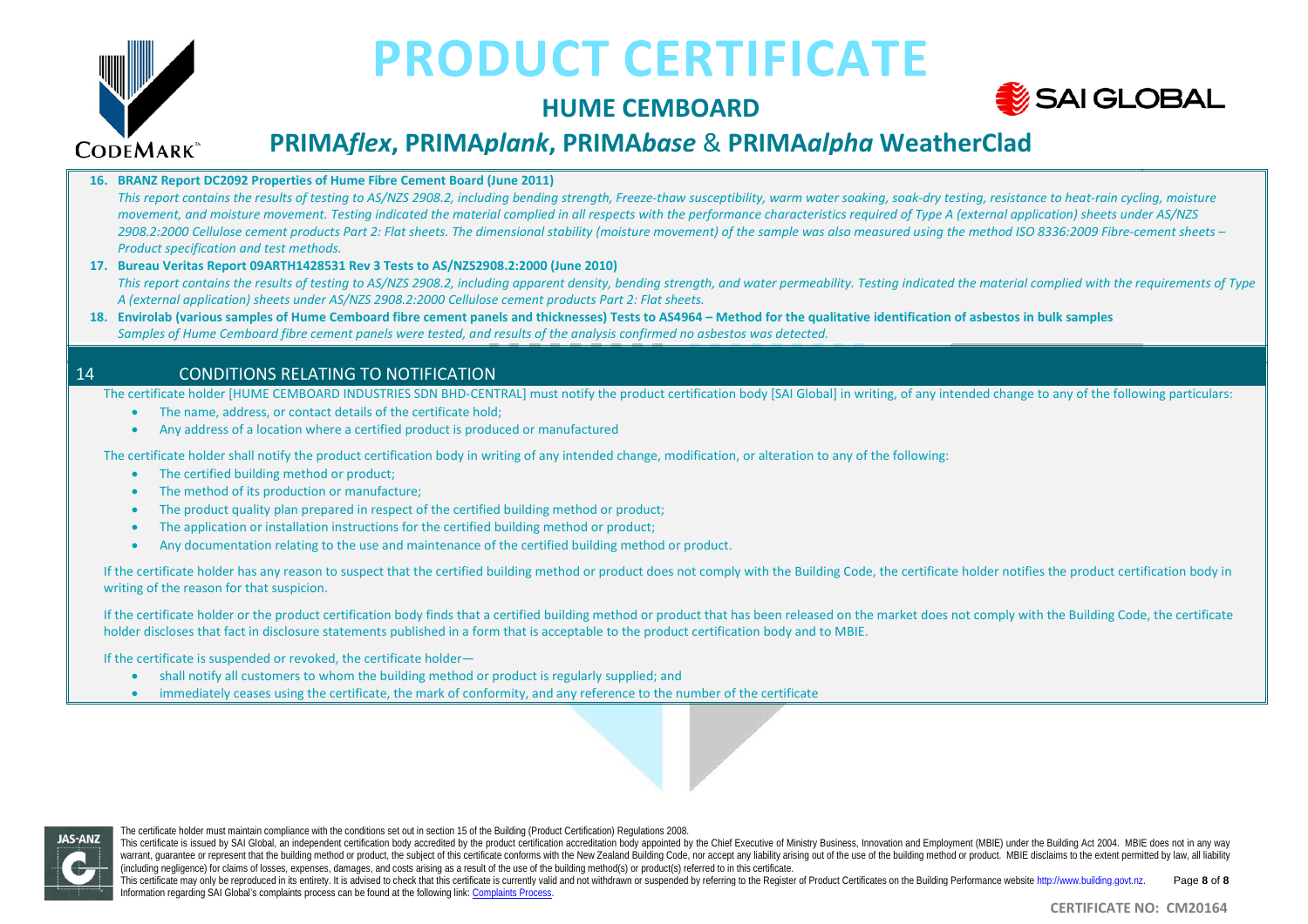16. **BRANZ Report DC2092 Properties of Hume Fibre Cement Board (June 2011)**
    *This report contains the results of testing to AS/NZS 2908.2, including bending strength, Freeze-thaw susceptibility, warm water soaking, soak-dry testing, resistance to heat-rain cycling, moisture movement, and moisture movement. Testing indicated the material complied in all respects with the performance characteristics required of Type A (external application) sheets under AS/NZS 2908.2:2000 Cellulose cement products Part 2: Flat sheets. The dimensional stability (moisture movement) of the sample was also measured using the method ISO 8336:2009 Fibre-cement sheets – Product specification and test methods.*
17. **Bureau Veritas Report 09ARTH1428531 Rev 3 Tests to AS/NZS2908.2:2000 (June 2010)**
    *This report contains the results of testing to AS/NZS 2908.2, including apparent density, bending strength, and water permeability. Testing indicated the material complied with the requirements of Type A (external application) sheets under AS/NZS 2908.2:2000 Cellulose cement products Part 2: Flat sheets.*
18. **Envirolab (various samples of Hume Cemboard fibre cement panels and thicknesses) Tests to AS4964 – Method for the qualitative identification of asbestos in bulk samples**
    *Samples of Hume Cemboard fibre cement panels were tested, and results of the analysis confirmed no asbestos was detected.*

## 14 CONDITIONS RELATING TO NOTIFICATION

The certificate holder [HUME CEMBOARD INDUSTRIES SDN BHD-CENTRAL] must notify the product certification body [SAI Global] in writing, of any intended change to any of the following particulars:

- The name, address, or contact details of the certificate hold;
- Any address of a location where a certified product is produced or manufactured

The certificate holder shall notify the product certification body in writing of any intended change, modification, or alteration to any of the following:

- The certified building method or product;
- The method of its production or manufacture;
- The product quality plan prepared in respect of the certified building method or product;
- The application or installation instructions for the certified building method or product;
- Any documentation relating to the use and maintenance of the certified building method or product.

If the certificate holder has any reason to suspect that the certified building method or product does not comply with the Building Code, the certificate holder notifies the product certification body in writing of the reason for that suspicion.

If the certificate holder or the product certification body finds that a certified building method or product that has been released on the market does not comply with the Building Code, the certificate holder discloses that fact in disclosure statements published in a form that is acceptable to the product certification body and to MBIE.

If the certificate is suspended or revoked, the certificate holder—

- shall notify all customers to whom the building method or product is regularly supplied; and
- immediately ceases using the certificate, the mark of conformity, and any reference to the number of the certificate

The certificate holder must maintain compliance with the conditions set out in section 15 of the Building (Product Certification) Regulations 2008.

This certificate is issued by SAI Global, an independent certification body accredited by the product certification accreditation body appointed by the Chief Executive of Ministry Business, Innovation and Employment (MBIE) under the Building Act 2004. MBIE does not in any way warrant, guarantee or represent that the building method or product, the subject of this certificate conforms with the New Zealand Building Code, nor accept any liability arising out of the use of the building method or product. MBIE disclaims to the extent permitted by law, all liability (including negligence) for claims of losses, expenses, damages, and costs arising as a result of the use of the building method(s) or product(s) referred to in this certificate.

This certificate may only be reproduced in its entirety. It is advised to check that this certificate is currently valid and not withdrawn or suspended by referring to the Register of Product Certificates on the Building Performance website http://www.building.govt.nz.

Information regarding SAI Global's complaints process can be found at the following link: Complaints Process.

**CERTIFICATE NO: CM20164**